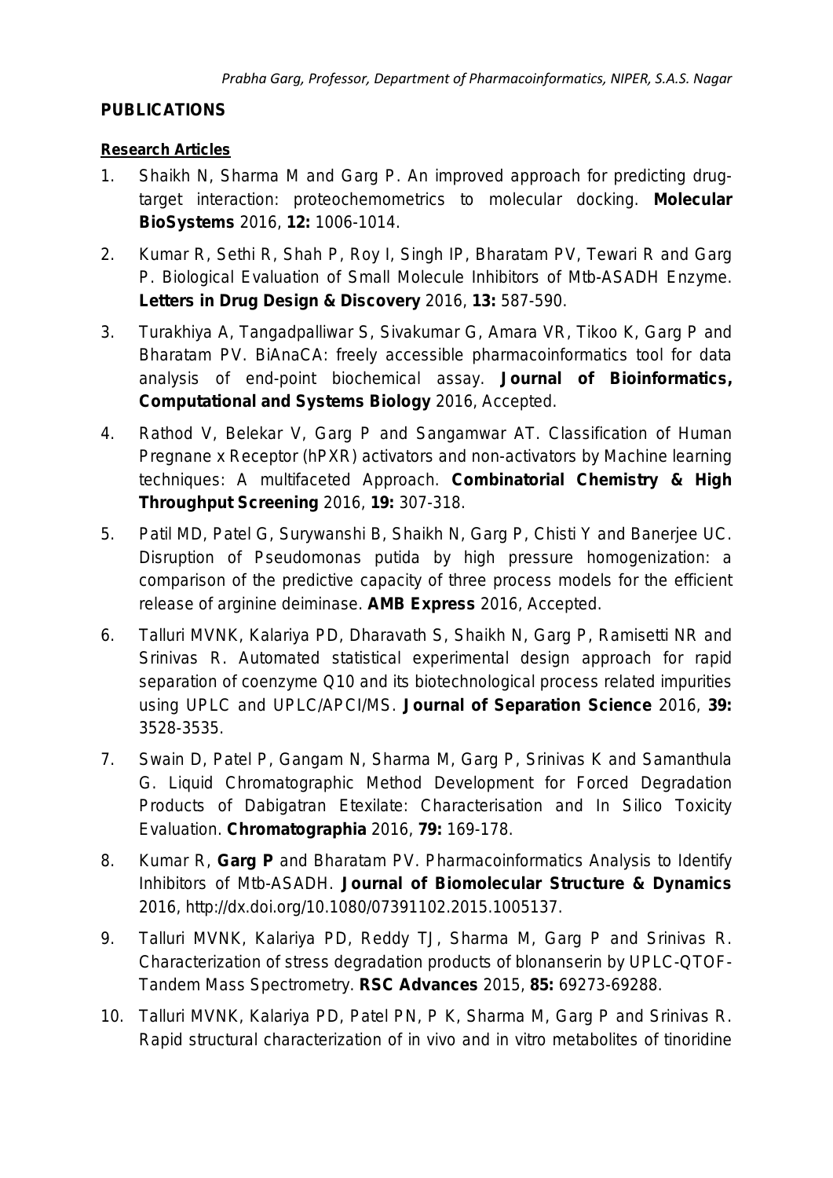## PUBLICATIONS

### Research Articles

1. Shaikh N, Sharma M and Garg P. An improved approach for predicting drug-target interaction: proteochemometrics to molecular docking. **Molecular BioSystems** 2016, **12:** 1006-1014.

2. Kumar R, Sethi R, Shah P, Roy I, Singh IP, Bharatam PV, Tewari R and Garg P. Biological Evaluation of Small Molecule Inhibitors of Mtb-ASADH Enzyme. **Letters in Drug Design & Discovery** 2016, **13:** 587-590.

3. Turakhiya A, Tangadpalliwar S, Sivakumar G, Amara VR, Tikoo K, Garg P and Bharatam PV. BiAnaCA: freely accessible pharmacoinformatics tool for data analysis of end-point biochemical assay. **Journal of Bioinformatics, Computational and Systems Biology** 2016, Accepted.

4. Rathod V, Belekar V, Garg P and Sangamwar AT. Classification of Human Pregnane x Receptor (hPXR) activators and non-activators by Machine learning techniques: A multifaceted Approach. **Combinatorial Chemistry & High Throughput Screening** 2016, **19:** 307-318.

5. Patil MD, Patel G, Surywanshi B, Shaikh N, Garg P, Chisti Y and Banerjee UC. Disruption of Pseudomonas putida by high pressure homogenization: a comparison of the predictive capacity of three process models for the efficient release of arginine deiminase. **AMB Express** 2016, Accepted.

6. Talluri MVNK, Kalariya PD, Dharavath S, Shaikh N, Garg P, Ramisetti NR and Srinivas R. Automated statistical experimental design approach for rapid separation of coenzyme Q10 and its biotechnological process related impurities using UPLC and UPLC/APCI/MS. **Journal of Separation Science** 2016, **39:** 3528-3535.

7. Swain D, Patel P, Gangam N, Sharma M, Garg P, Srinivas K and Samanthula G. Liquid Chromatographic Method Development for Forced Degradation Products of Dabigatran Etexilate: Characterisation and In Silico Toxicity Evaluation. **Chromatographia** 2016, **79:** 169-178.

8. Kumar R, **Garg P** and Bharatam PV. Pharmacoinformatics Analysis to Identify Inhibitors of Mtb-ASADH. **Journal of Biomolecular Structure & Dynamics** 2016, http://dx.doi.org/10.1080/07391102.2015.1005137.

9. Talluri MVNK, Kalariya PD, Reddy TJ, Sharma M, Garg P and Srinivas R. Characterization of stress degradation products of blonanserin by UPLC-QTOF-Tandem Mass Spectrometry. **RSC Advances** 2015, **85:** 69273-69288.

10. Talluri MVNK, Kalariya PD, Patel PN, P K, Sharma M, Garg P and Srinivas R. Rapid structural characterization of in vivo and in vitro metabolites of tinoridine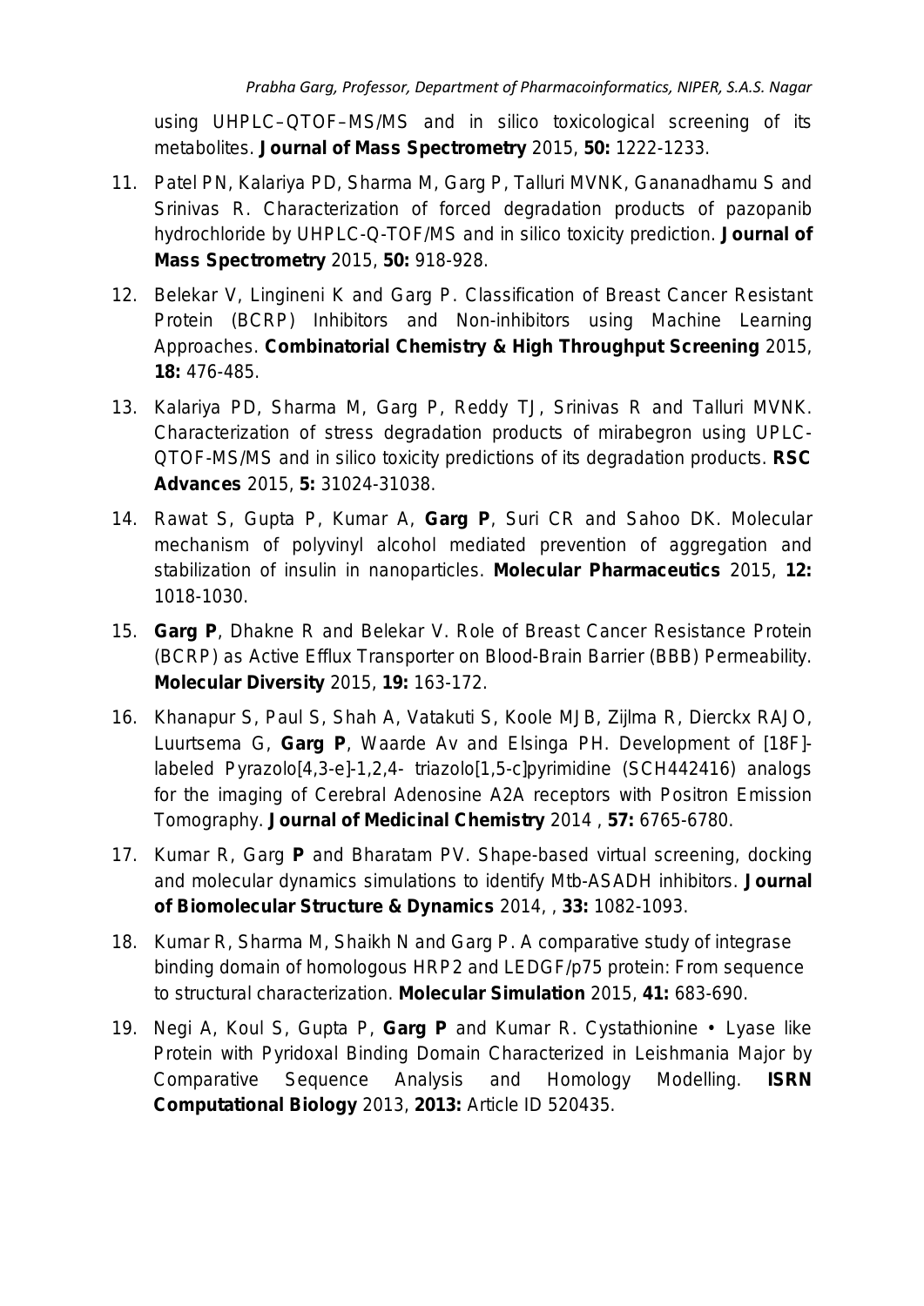using UHPLC–QTOF–MS/MS and in silico toxicological screening of its metabolites. **Journal of Mass Spectrometry** 2015, **50:** 1222-1233.

11. Patel PN, Kalariya PD, Sharma M, Garg P, Talluri MVNK, Gananadhamu S and Srinivas R. Characterization of forced degradation products of pazopanib hydrochloride by UHPLC-Q-TOF/MS and in silico toxicity prediction. **Journal of Mass Spectrometry** 2015, **50:** 918-928.

12. Belekar V, Lingineni K and Garg P. Classification of Breast Cancer Resistant Protein (BCRP) Inhibitors and Non-inhibitors using Machine Learning Approaches. **Combinatorial Chemistry & High Throughput Screening** 2015, **18:** 476-485.

13. Kalariya PD, Sharma M, Garg P, Reddy TJ, Srinivas R and Talluri MVNK. Characterization of stress degradation products of mirabegron using UPLC-QTOF-MS/MS and in silico toxicity predictions of its degradation products. **RSC Advances** 2015, **5:** 31024-31038.

14. Rawat S, Gupta P, Kumar A, **Garg P**, Suri CR and Sahoo DK. Molecular mechanism of polyvinyl alcohol mediated prevention of aggregation and stabilization of insulin in nanoparticles. **Molecular Pharmaceutics** 2015, **12:** 1018-1030.

15. **Garg P**, Dhakne R and Belekar V. Role of Breast Cancer Resistance Protein (BCRP) as Active Efflux Transporter on Blood-Brain Barrier (BBB) Permeability. **Molecular Diversity** 2015, **19:** 163-172.

16. Khanapur S, Paul S, Shah A, Vatakuti S, Koole MJB, Zijlma R, Dierckx RAJO, Luurtsema G, **Garg P**, Waarde Av and Elsinga PH. Development of [18F]-labeled Pyrazolo[4,3-e]-1,2,4- triazolo[1,5-c]pyrimidine (SCH442416) analogs for the imaging of Cerebral Adenosine A2A receptors with Positron Emission Tomography. **Journal of Medicinal Chemistry** 2014 , **57:** 6765-6780.

17. Kumar R, Garg **P** and Bharatam PV. Shape-based virtual screening, docking and molecular dynamics simulations to identify Mtb-ASADH inhibitors. **Journal of Biomolecular Structure & Dynamics** 2014, , **33:** 1082-1093.

18. Kumar R, Sharma M, Shaikh N and Garg P. A comparative study of integrase binding domain of homologous HRP2 and LEDGF/p75 protein: From sequence to structural characterization. **Molecular Simulation** 2015, **41:** 683-690.

19. Negi A, Koul S, Gupta P, **Garg P** and Kumar R. Cystathionine • Lyase like Protein with Pyridoxal Binding Domain Characterized in Leishmania Major by Comparative Sequence Analysis and Homology Modelling. **ISRN Computational Biology** 2013, **2013:** Article ID 520435.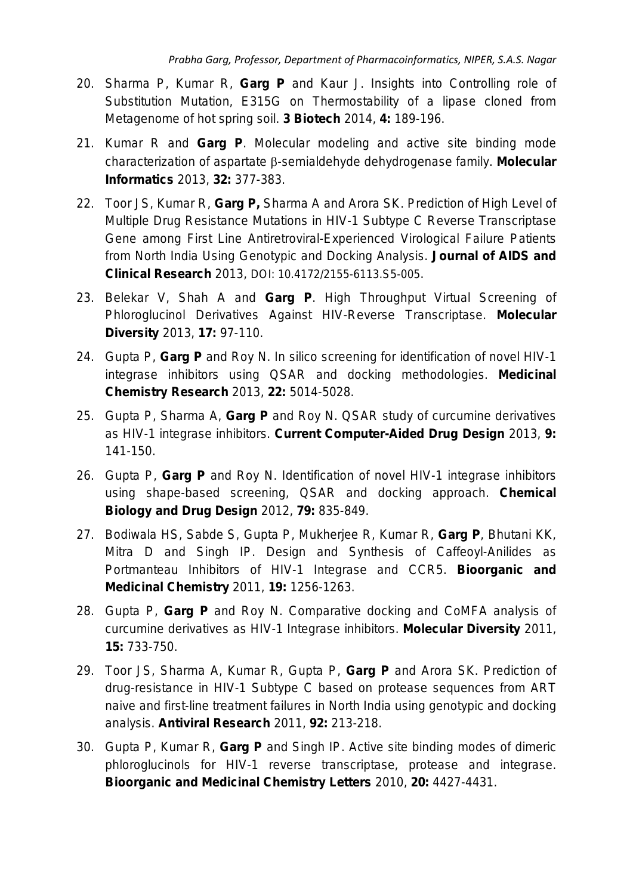20. Sharma P, Kumar R, **Garg P** and Kaur J. Insights into Controlling role of Substitution Mutation, E315G on Thermostability of a lipase cloned from Metagenome of hot spring soil. **3 Biotech** 2014, **4:** 189-196.

21. Kumar R and **Garg P**. Molecular modeling and active site binding mode characterization of aspartate β-semialdehyde dehydrogenase family. **Molecular Informatics** 2013, **32:** 377-383.

22. Toor JS, Kumar R, **Garg P,** Sharma A and Arora SK. Prediction of High Level of Multiple Drug Resistance Mutations in HIV-1 Subtype C Reverse Transcriptase Gene among First Line Antiretroviral-Experienced Virological Failure Patients from North India Using Genotypic and Docking Analysis. **Journal of AIDS and Clinical Research** 2013, DOI: 10.4172/2155-6113.S5-005.

23. Belekar V, Shah A and **Garg P**. High Throughput Virtual Screening of Phloroglucinol Derivatives Against HIV-Reverse Transcriptase. **Molecular Diversity** 2013, **17:** 97-110.

24. Gupta P, **Garg P** and Roy N. In silico screening for identification of novel HIV-1 integrase inhibitors using QSAR and docking methodologies. **Medicinal Chemistry Research** 2013, **22:** 5014-5028.

25. Gupta P, Sharma A, **Garg P** and Roy N. QSAR study of curcumine derivatives as HIV-1 integrase inhibitors. **Current Computer-Aided Drug Design** 2013, **9:** 141-150.

26. Gupta P, **Garg P** and Roy N. Identification of novel HIV-1 integrase inhibitors using shape-based screening, QSAR and docking approach. **Chemical Biology and Drug Design** 2012, **79:** 835-849.

27. Bodiwala HS, Sabde S, Gupta P, Mukherjee R, Kumar R, **Garg P**, Bhutani KK, Mitra D and Singh IP. Design and Synthesis of Caffeoyl-Anilides as Portmanteau Inhibitors of HIV-1 Integrase and CCR5. **Bioorganic and Medicinal Chemistry** 2011, **19:** 1256-1263.

28. Gupta P, **Garg P** and Roy N. Comparative docking and CoMFA analysis of curcumine derivatives as HIV-1 Integrase inhibitors. **Molecular Diversity** 2011, **15:** 733-750.

29. Toor JS, Sharma A, Kumar R, Gupta P, **Garg P** and Arora SK. Prediction of drug-resistance in HIV-1 Subtype C based on protease sequences from ART naive and first-line treatment failures in North India using genotypic and docking analysis. **Antiviral Research** 2011, **92:** 213-218.

30. Gupta P, Kumar R, **Garg P** and Singh IP. Active site binding modes of dimeric phloroglucinols for HIV-1 reverse transcriptase, protease and integrase. **Bioorganic and Medicinal Chemistry Letters** 2010, **20:** 4427-4431.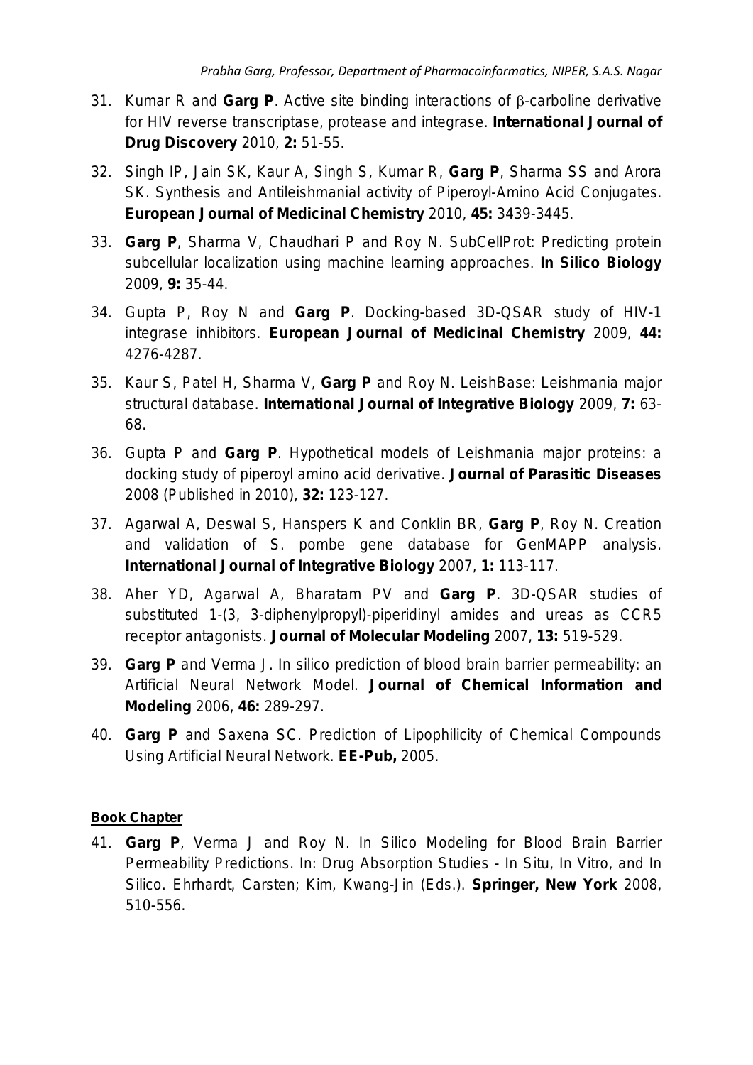31. Kumar R and **Garg P**. Active site binding interactions of β-carboline derivative for HIV reverse transcriptase, protease and integrase. **International Journal of Drug Discovery** 2010, **2:** 51-55.

32. Singh IP, Jain SK, Kaur A, Singh S, Kumar R, **Garg P**, Sharma SS and Arora SK. Synthesis and Antileishmanial activity of Piperoyl-Amino Acid Conjugates. **European Journal of Medicinal Chemistry** 2010, **45:** 3439-3445.

33. **Garg P**, Sharma V, Chaudhari P and Roy N. SubCellProt: Predicting protein subcellular localization using machine learning approaches. **In Silico Biology** 2009, **9:** 35-44.

34. Gupta P, Roy N and **Garg P**. Docking-based 3D-QSAR study of HIV-1 integrase inhibitors. **European Journal of Medicinal Chemistry** 2009, **44:** 4276-4287.

35. Kaur S, Patel H, Sharma V, **Garg P** and Roy N. LeishBase: Leishmania major structural database. **International Journal of Integrative Biology** 2009, **7:** 63-68.

36. Gupta P and **Garg P**. Hypothetical models of Leishmania major proteins: a docking study of piperoyl amino acid derivative. **Journal of Parasitic Diseases** 2008 (Published in 2010), **32:** 123-127.

37. Agarwal A, Deswal S, Hanspers K and Conklin BR, **Garg P**, Roy N. Creation and validation of S. pombe gene database for GenMAPP analysis. **International Journal of Integrative Biology** 2007, **1:** 113-117.

38. Aher YD, Agarwal A, Bharatam PV and **Garg P**. 3D-QSAR studies of substituted 1-(3, 3-diphenylpropyl)-piperidinyl amides and ureas as CCR5 receptor antagonists. **Journal of Molecular Modeling** 2007, **13:** 519-529.

39. **Garg P** and Verma J. In silico prediction of blood brain barrier permeability: an Artificial Neural Network Model. **Journal of Chemical Information and Modeling** 2006, **46:** 289-297.

40. **Garg P** and Saxena SC. Prediction of Lipophilicity of Chemical Compounds Using Artificial Neural Network. **EE-Pub,** 2005.

**Book Chapter**

41. **Garg P**, Verma J and Roy N. In Silico Modeling for Blood Brain Barrier Permeability Predictions. In: Drug Absorption Studies - In Situ, In Vitro, and In Silico. Ehrhardt, Carsten; Kim, Kwang-Jin (Eds.). **Springer, New York** 2008, 510-556.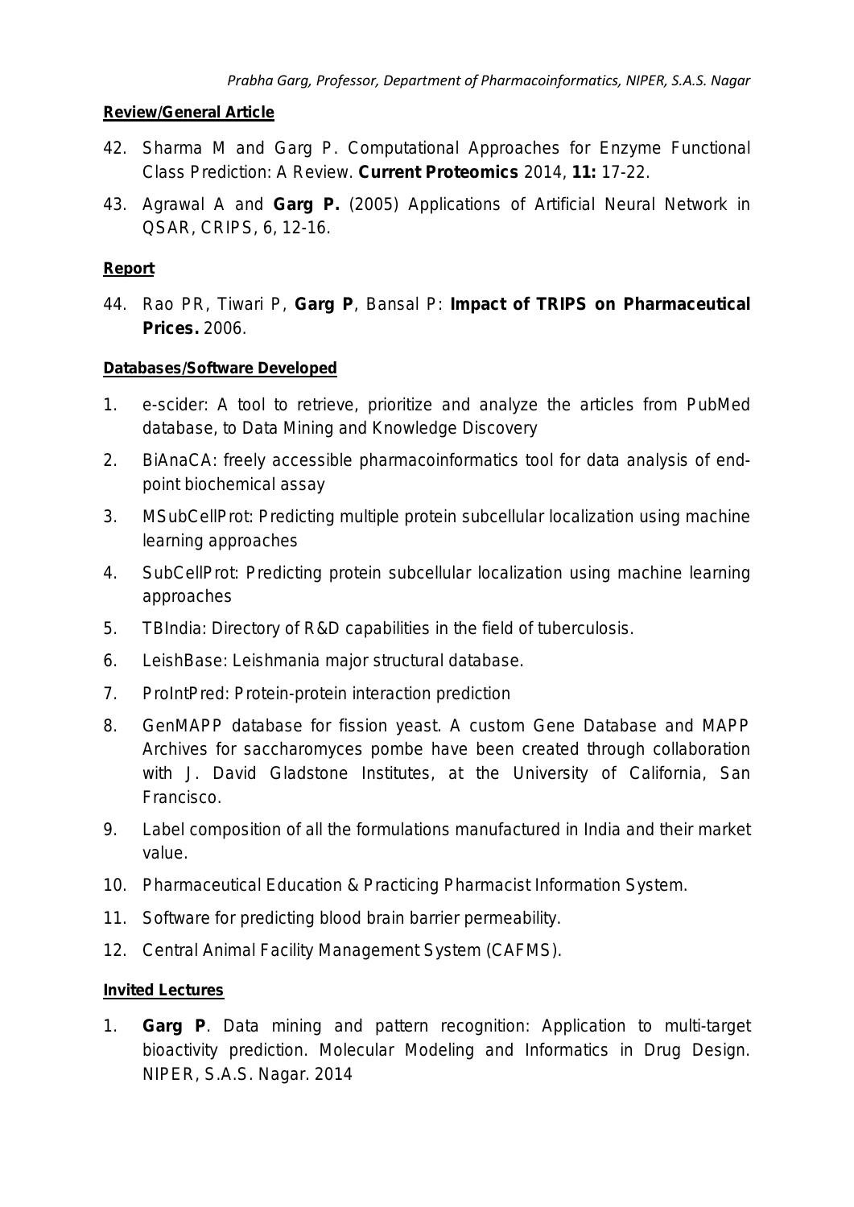**Review/General Article**

42. Sharma M and Garg P. Computational Approaches for Enzyme Functional Class Prediction: A Review. **Current Proteomics** 2014, **11:** 17-22.
43. Agrawal A and **Garg P.** (2005) Applications of Artificial Neural Network in QSAR, CRIPS, 6, 12-16.

**Report**

44. Rao PR, Tiwari P, **Garg P**, Bansal P: **Impact of TRIPS on Pharmaceutical Prices.** 2006.

**Databases/Software Developed**

1. e-scider: A tool to retrieve, prioritize and analyze the articles from PubMed database, to Data Mining and Knowledge Discovery
2. BiAnaCA: freely accessible pharmacoinformatics tool for data analysis of end-point biochemical assay
3. MSubCellProt: Predicting multiple protein subcellular localization using machine learning approaches
4. SubCellProt: Predicting protein subcellular localization using machine learning approaches
5. TBIndia: Directory of R&D capabilities in the field of tuberculosis.
6. LeishBase: Leishmania major structural database.
7. ProIntPred: Protein-protein interaction prediction
8. GenMAPP database for fission yeast. A custom Gene Database and MAPP Archives for saccharomyces pombe have been created through collaboration with J. David Gladstone Institutes, at the University of California, San Francisco.
9. Label composition of all the formulations manufactured in India and their market value.
10. Pharmaceutical Education & Practicing Pharmacist Information System.
11. Software for predicting blood brain barrier permeability.
12. Central Animal Facility Management System (CAFMS).

**Invited Lectures**

1. **Garg P**. Data mining and pattern recognition: Application to multi-target bioactivity prediction. Molecular Modeling and Informatics in Drug Design. NIPER, S.A.S. Nagar. 2014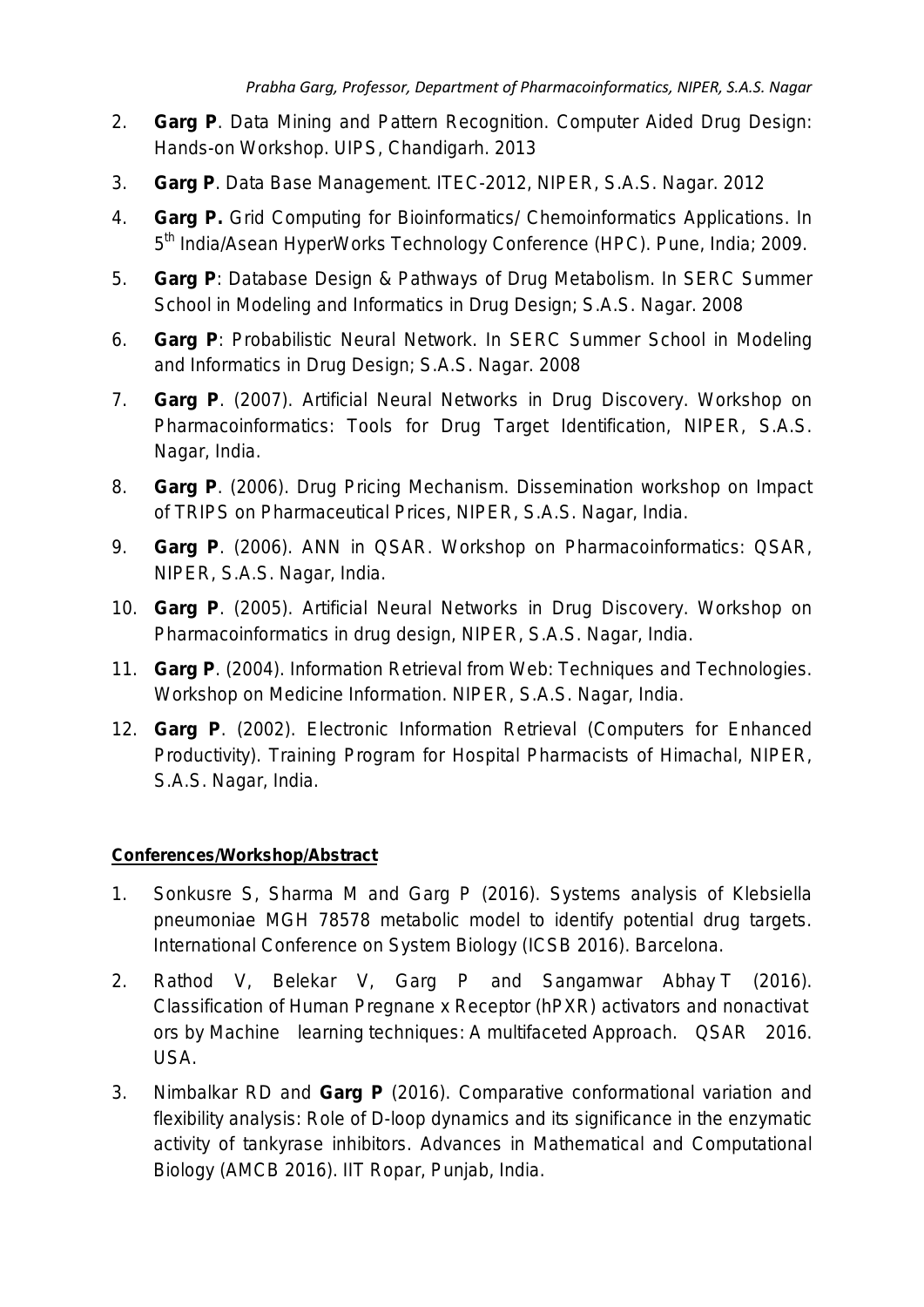2. **Garg P**. Data Mining and Pattern Recognition. Computer Aided Drug Design: Hands-on Workshop. UIPS, Chandigarh. 2013
3. **Garg P**. Data Base Management. ITEC-2012, NIPER, S.A.S. Nagar. 2012
4. **Garg P.** Grid Computing for Bioinformatics/ Chemoinformatics Applications. In 5th India/Asean HyperWorks Technology Conference (HPC). Pune, India; 2009.
5. **Garg P**: Database Design & Pathways of Drug Metabolism. In SERC Summer School in Modeling and Informatics in Drug Design; S.A.S. Nagar. 2008
6. **Garg P**: Probabilistic Neural Network. In SERC Summer School in Modeling and Informatics in Drug Design; S.A.S. Nagar. 2008
7. **Garg P**. (2007). Artificial Neural Networks in Drug Discovery. Workshop on Pharmacoinformatics: Tools for Drug Target Identification, NIPER, S.A.S. Nagar, India.
8. **Garg P**. (2006). Drug Pricing Mechanism. Dissemination workshop on Impact of TRIPS on Pharmaceutical Prices, NIPER, S.A.S. Nagar, India.
9. **Garg P**. (2006). ANN in QSAR. Workshop on Pharmacoinformatics: QSAR, NIPER, S.A.S. Nagar, India.
10. **Garg P**. (2005). Artificial Neural Networks in Drug Discovery. Workshop on Pharmacoinformatics in drug design, NIPER, S.A.S. Nagar, India.
11. **Garg P**. (2004). Information Retrieval from Web: Techniques and Technologies. Workshop on Medicine Information. NIPER, S.A.S. Nagar, India.
12. **Garg P**. (2002). Electronic Information Retrieval (Computers for Enhanced Productivity). Training Program for Hospital Pharmacists of Himachal, NIPER, S.A.S. Nagar, India.

**Conferences/Workshop/Abstract**

1. Sonkusre S, Sharma M and Garg P (2016). Systems analysis of Klebsiella pneumoniae MGH 78578 metabolic model to identify potential drug targets. International Conference on System Biology (ICSB 2016). Barcelona.
2. Rathod V, Belekar V, Garg P and Sangamwar Abhay T (2016). Classification of Human Pregnane x Receptor (hPXR) activators and nonactivat ors by Machine learning techniques: A multifaceted Approach. QSAR 2016. USA.
3. Nimbalkar RD and **Garg P** (2016). Comparative conformational variation and flexibility analysis: Role of D-loop dynamics and its significance in the enzymatic activity of tankyrase inhibitors. Advances in Mathematical and Computational Biology (AMCB 2016). IIT Ropar, Punjab, India.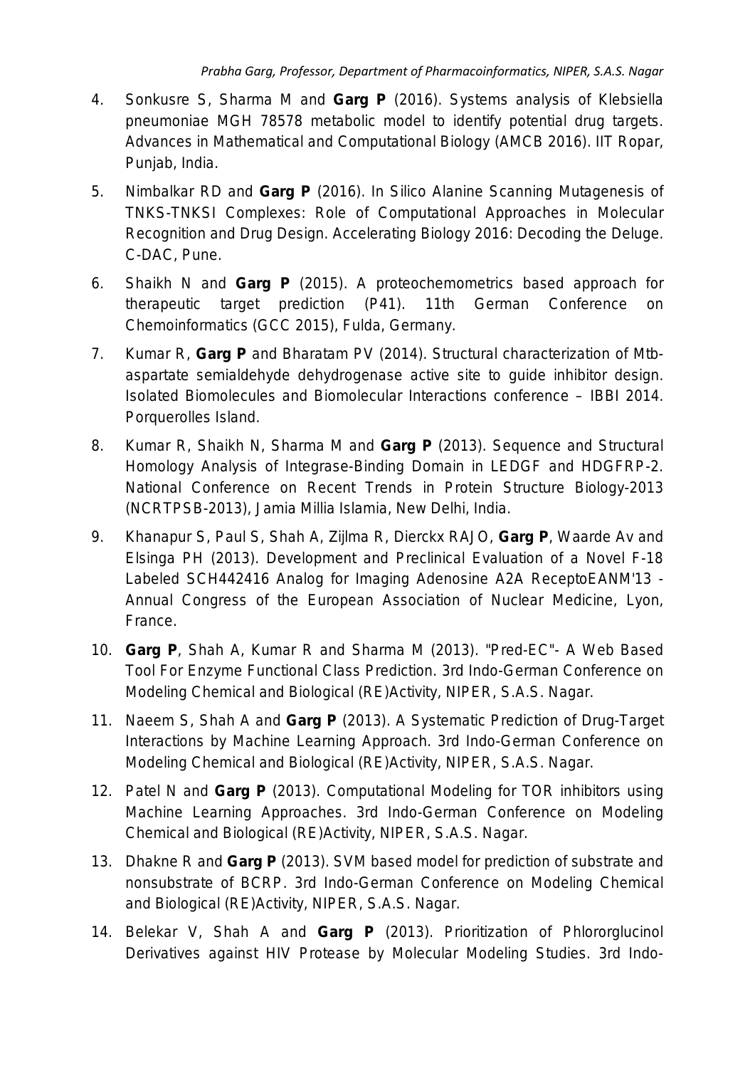4. Sonkusre S, Sharma M and **Garg P** (2016). Systems analysis of Klebsiella pneumoniae MGH 78578 metabolic model to identify potential drug targets. Advances in Mathematical and Computational Biology (AMCB 2016). IIT Ropar, Punjab, India.

5. Nimbalkar RD and **Garg P** (2016). In Silico Alanine Scanning Mutagenesis of TNKS-TNKSI Complexes: Role of Computational Approaches in Molecular Recognition and Drug Design. Accelerating Biology 2016: Decoding the Deluge. C-DAC, Pune.

6. Shaikh N and **Garg P** (2015). A proteochemometrics based approach for therapeutic target prediction (P41). 11th German Conference on Chemoinformatics (GCC 2015), Fulda, Germany.

7. Kumar R, **Garg P** and Bharatam PV (2014). Structural characterization of Mtb-aspartate semialdehyde dehydrogenase active site to guide inhibitor design. Isolated Biomolecules and Biomolecular Interactions conference – IBBI 2014. Porquerolles Island.

8. Kumar R, Shaikh N, Sharma M and **Garg P** (2013). Sequence and Structural Homology Analysis of Integrase-Binding Domain in LEDGF and HDGFRP-2. National Conference on Recent Trends in Protein Structure Biology-2013 (NCRTPSB-2013), Jamia Millia Islamia, New Delhi, India.

9. Khanapur S, Paul S, Shah A, Zijlma R, Dierckx RAJO, **Garg P**, Waarde Av and Elsinga PH (2013). Development and Preclinical Evaluation of a Novel F-18 Labeled SCH442416 Analog for Imaging Adenosine A2A ReceptoEANM'13 - Annual Congress of the European Association of Nuclear Medicine, Lyon, France.

10. **Garg P**, Shah A, Kumar R and Sharma M (2013). "Pred-EC"- A Web Based Tool For Enzyme Functional Class Prediction. 3rd Indo-German Conference on Modeling Chemical and Biological (RE)Activity, NIPER, S.A.S. Nagar.

11. Naeem S, Shah A and **Garg P** (2013). A Systematic Prediction of Drug-Target Interactions by Machine Learning Approach. 3rd Indo-German Conference on Modeling Chemical and Biological (RE)Activity, NIPER, S.A.S. Nagar.

12. Patel N and **Garg P** (2013). Computational Modeling for TOR inhibitors using Machine Learning Approaches. 3rd Indo-German Conference on Modeling Chemical and Biological (RE)Activity, NIPER, S.A.S. Nagar.

13. Dhakne R and **Garg P** (2013). SVM based model for prediction of substrate and nonsubstrate of BCRP. 3rd Indo-German Conference on Modeling Chemical and Biological (RE)Activity, NIPER, S.A.S. Nagar.

14. Belekar V, Shah A and **Garg P** (2013). Prioritization of Phlororglucinol Derivatives against HIV Protease by Molecular Modeling Studies. 3rd Indo-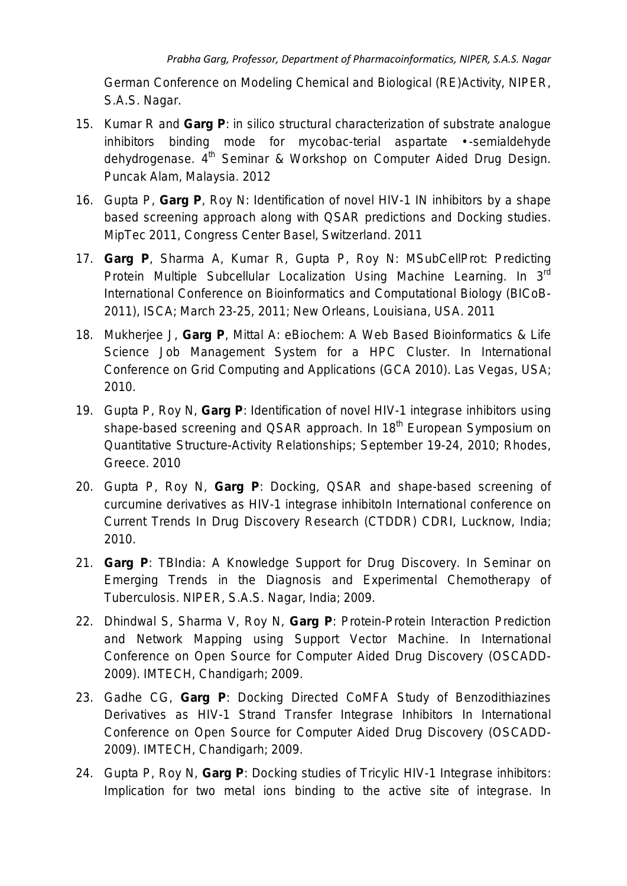German Conference on Modeling Chemical and Biological (RE)Activity, NIPER, S.A.S. Nagar.

15. Kumar R and **Garg P**: in silico structural characterization of substrate analogue inhibitors binding mode for mycobac-terial aspartate •-semialdehyde dehydrogenase. 4th Seminar & Workshop on Computer Aided Drug Design. Puncak Alam, Malaysia. 2012
16. Gupta P, **Garg P**, Roy N: Identification of novel HIV-1 IN inhibitors by a shape based screening approach along with QSAR predictions and Docking studies. MipTec 2011, Congress Center Basel, Switzerland. 2011
17. **Garg P**, Sharma A, Kumar R, Gupta P, Roy N: MSubCellProt: Predicting Protein Multiple Subcellular Localization Using Machine Learning. In 3rd International Conference on Bioinformatics and Computational Biology (BICoB-2011), ISCA; March 23-25, 2011; New Orleans, Louisiana, USA. 2011
18. Mukherjee J, **Garg P**, Mittal A: eBiochem: A Web Based Bioinformatics & Life Science Job Management System for a HPC Cluster. In International Conference on Grid Computing and Applications (GCA 2010). Las Vegas, USA; 2010.
19. Gupta P, Roy N, **Garg P**: Identification of novel HIV-1 integrase inhibitors using shape-based screening and QSAR approach. In 18th European Symposium on Quantitative Structure-Activity Relationships; September 19-24, 2010; Rhodes, Greece. 2010
20. Gupta P, Roy N, **Garg P**: Docking, QSAR and shape-based screening of curcumine derivatives as HIV-1 integrase inhibitoIn International conference on Current Trends In Drug Discovery Research (CTDDR) CDRI, Lucknow, India; 2010.
21. **Garg P**: TBIndia: A Knowledge Support for Drug Discovery. In Seminar on Emerging Trends in the Diagnosis and Experimental Chemotherapy of Tuberculosis. NIPER, S.A.S. Nagar, India; 2009.
22. Dhindwal S, Sharma V, Roy N, **Garg P**: Protein-Protein Interaction Prediction and Network Mapping using Support Vector Machine. In International Conference on Open Source for Computer Aided Drug Discovery (OSCADD-2009). IMTECH, Chandigarh; 2009.
23. Gadhe CG, **Garg P**: Docking Directed CoMFA Study of Benzodithiazines Derivatives as HIV-1 Strand Transfer Integrase Inhibitors In International Conference on Open Source for Computer Aided Drug Discovery (OSCADD-2009). IMTECH, Chandigarh; 2009.
24. Gupta P, Roy N, **Garg P**: Docking studies of Tricylic HIV-1 Integrase inhibitors: Implication for two metal ions binding to the active site of integrase. In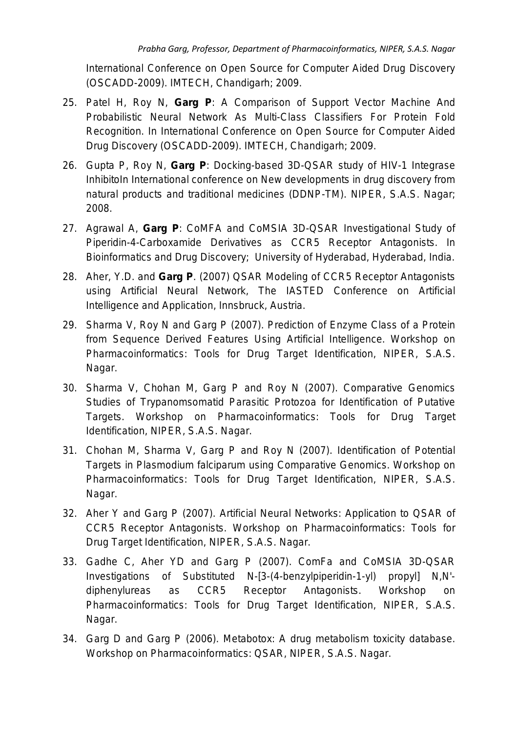International Conference on Open Source for Computer Aided Drug Discovery (OSCADD-2009). IMTECH, Chandigarh; 2009.

25. Patel H, Roy N, **Garg P**: A Comparison of Support Vector Machine And Probabilistic Neural Network As Multi-Class Classifiers For Protein Fold Recognition. In International Conference on Open Source for Computer Aided Drug Discovery (OSCADD-2009). IMTECH, Chandigarh; 2009.
26. Gupta P, Roy N, **Garg P**: Docking-based 3D-QSAR study of HIV-1 Integrase InhibitoIn International conference on New developments in drug discovery from natural products and traditional medicines (DDNP-TM). NIPER, S.A.S. Nagar; 2008.
27. Agrawal A, **Garg P**: CoMFA and CoMSIA 3D-QSAR Investigational Study of Piperidin-4-Carboxamide Derivatives as CCR5 Receptor Antagonists. In Bioinformatics and Drug Discovery; University of Hyderabad, Hyderabad, India.
28. Aher, Y.D. and **Garg P**. (2007) QSAR Modeling of CCR5 Receptor Antagonists using Artificial Neural Network, The IASTED Conference on Artificial Intelligence and Application, Innsbruck, Austria.
29. Sharma V, Roy N and Garg P (2007). Prediction of Enzyme Class of a Protein from Sequence Derived Features Using Artificial Intelligence. Workshop on Pharmacoinformatics: Tools for Drug Target Identification, NIPER, S.A.S. Nagar.
30. Sharma V, Chohan M, Garg P and Roy N (2007). Comparative Genomics Studies of Trypanomsomatid Parasitic Protozoa for Identification of Putative Targets. Workshop on Pharmacoinformatics: Tools for Drug Target Identification, NIPER, S.A.S. Nagar.
31. Chohan M, Sharma V, Garg P and Roy N (2007). Identification of Potential Targets in Plasmodium falciparum using Comparative Genomics. Workshop on Pharmacoinformatics: Tools for Drug Target Identification, NIPER, S.A.S. Nagar.
32. Aher Y and Garg P (2007). Artificial Neural Networks: Application to QSAR of CCR5 Receptor Antagonists. Workshop on Pharmacoinformatics: Tools for Drug Target Identification, NIPER, S.A.S. Nagar.
33. Gadhe C, Aher YD and Garg P (2007). ComFa and CoMSIA 3D-QSAR Investigations of Substituted N-[3-(4-benzylpiperidin-1-yl) propyl] N,N'-diphenylureas as CCR5 Receptor Antagonists. Workshop on Pharmacoinformatics: Tools for Drug Target Identification, NIPER, S.A.S. Nagar.
34. Garg D and Garg P (2006). Metabotox: A drug metabolism toxicity database. Workshop on Pharmacoinformatics: QSAR, NIPER, S.A.S. Nagar.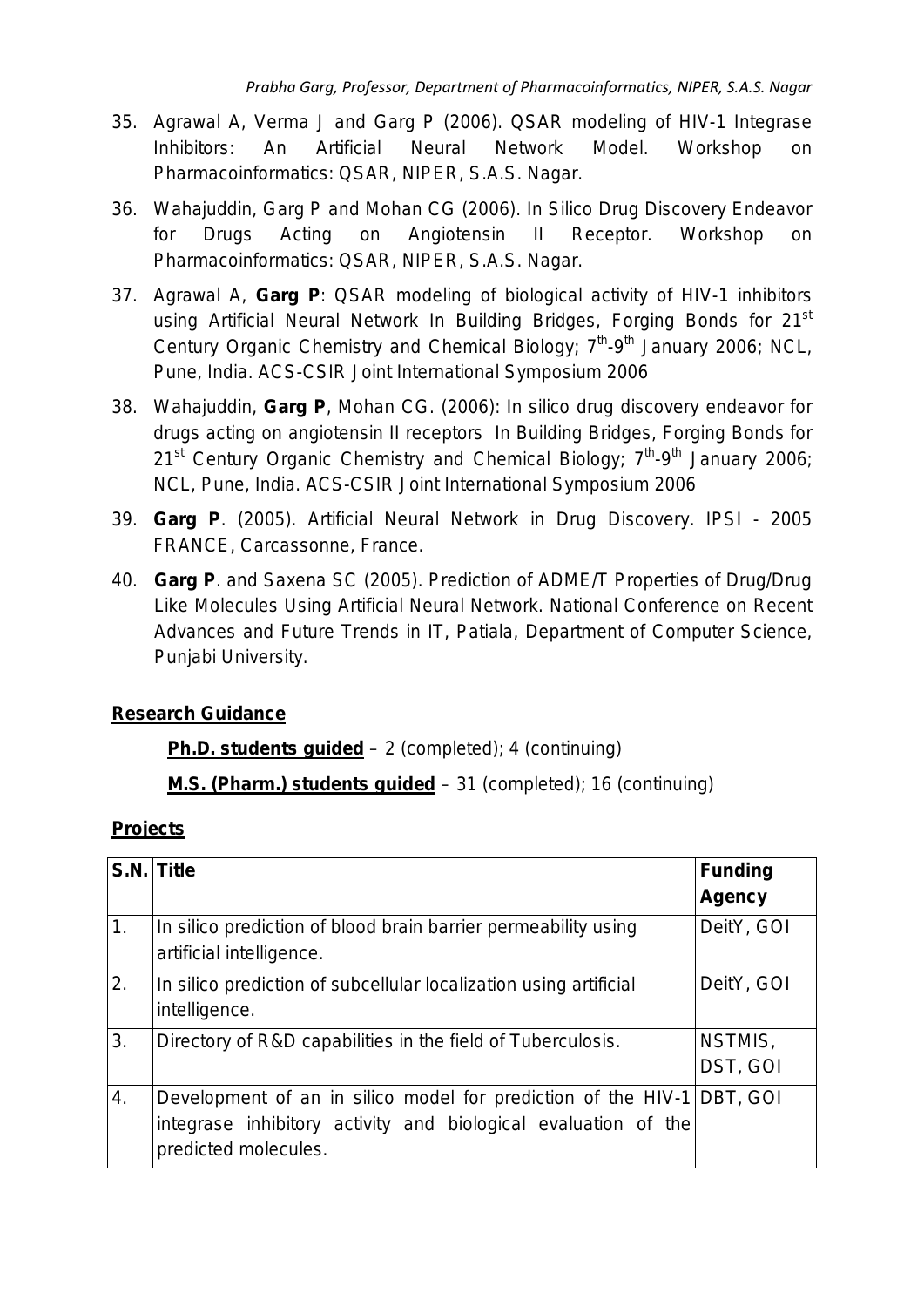35. Agrawal A, Verma J and Garg P (2006). QSAR modeling of HIV-1 Integrase Inhibitors: An Artificial Neural Network Model. Workshop on Pharmacoinformatics: QSAR, NIPER, S.A.S. Nagar.

36. Wahajuddin, Garg P and Mohan CG (2006). In Silico Drug Discovery Endeavor for Drugs Acting on Angiotensin II Receptor. Workshop on Pharmacoinformatics: QSAR, NIPER, S.A.S. Nagar.

37. Agrawal A, **Garg P**: QSAR modeling of biological activity of HIV-1 inhibitors using Artificial Neural Network In Building Bridges, Forging Bonds for 21st Century Organic Chemistry and Chemical Biology; 7th-9th January 2006; NCL, Pune, India. ACS-CSIR Joint International Symposium 2006

38. Wahajuddin, **Garg P**, Mohan CG. (2006): In silico drug discovery endeavor for drugs acting on angiotensin II receptors In Building Bridges, Forging Bonds for 21st Century Organic Chemistry and Chemical Biology; 7th-9th January 2006; NCL, Pune, India. ACS-CSIR Joint International Symposium 2006

39. **Garg P**. (2005). Artificial Neural Network in Drug Discovery. IPSI - 2005 FRANCE, Carcassonne, France.

40. **Garg P**. and Saxena SC (2005). Prediction of ADME/T Properties of Drug/Drug Like Molecules Using Artificial Neural Network. National Conference on Recent Advances and Future Trends in IT, Patiala, Department of Computer Science, Punjabi University.

## Research Guidance

**Ph.D. students guided** – 2 (completed); 4 (continuing)

**M.S. (Pharm.) students guided** – 31 (completed); 16 (continuing)

## Projects

| S.N. | Title | Funding Agency |
|---|---|---|
| 1. | In silico prediction of blood brain barrier permeability using artificial intelligence. | DeitY, GOI |
| 2. | In silico prediction of subcellular localization using artificial intelligence. | DeitY, GOI |
| 3. | Directory of R&D capabilities in the field of Tuberculosis. | NSTMIS, DST, GOI |
| 4. | Development of an in silico model for prediction of the HIV-1 integrase inhibitory activity and biological evaluation of the predicted molecules. | DBT, GOI |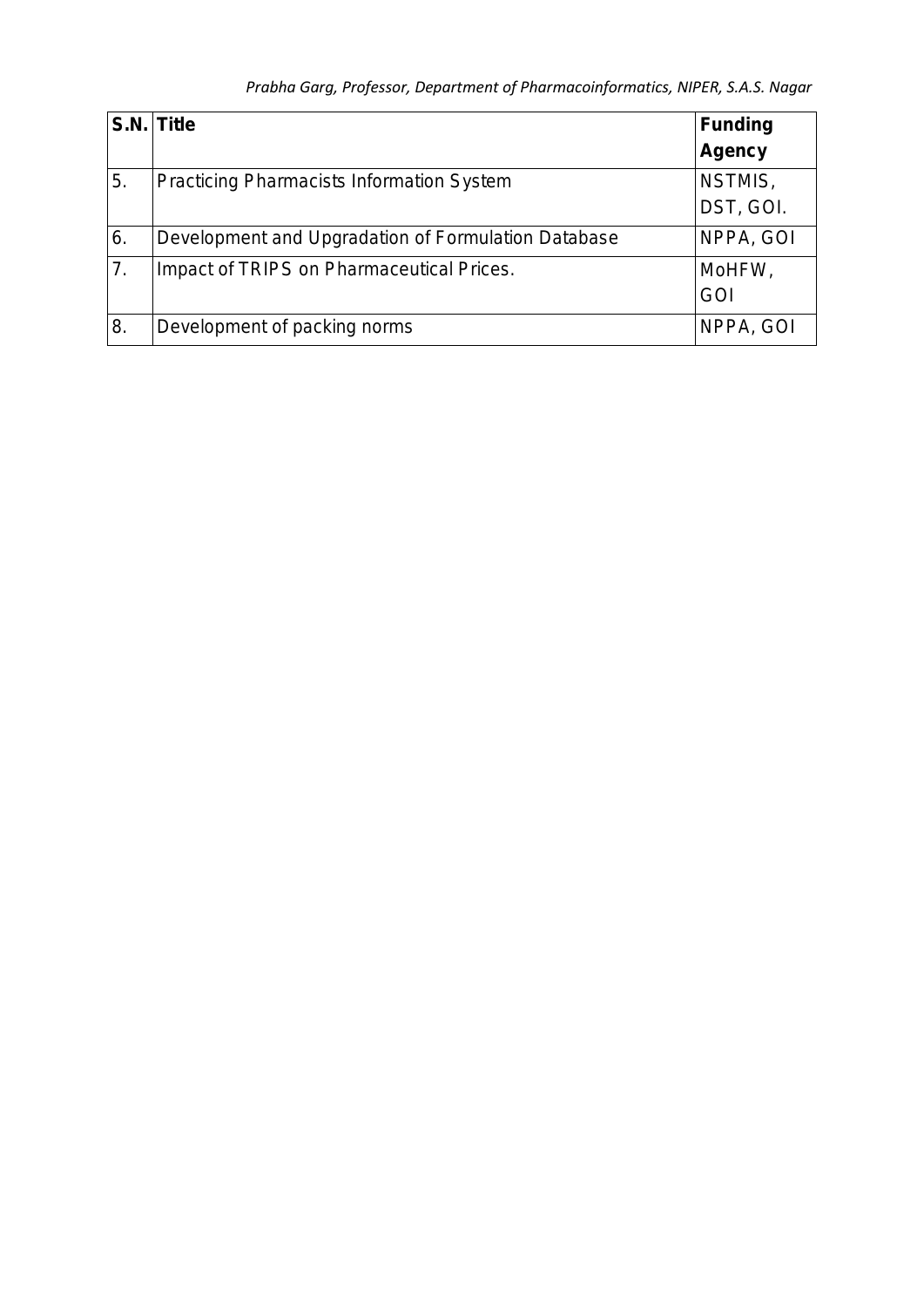| S.N. | Title | Funding Agency |
|---|---|---|
| 5. | Practicing Pharmacists Information System | NSTMIS, DST, GOI. |
| 6. | Development and Upgradation of Formulation Database | NPPA, GOI |
| 7. | Impact of TRIPS on Pharmaceutical Prices. | MoHFW, GOI |
| 8. | Development of packing norms | NPPA, GOI |